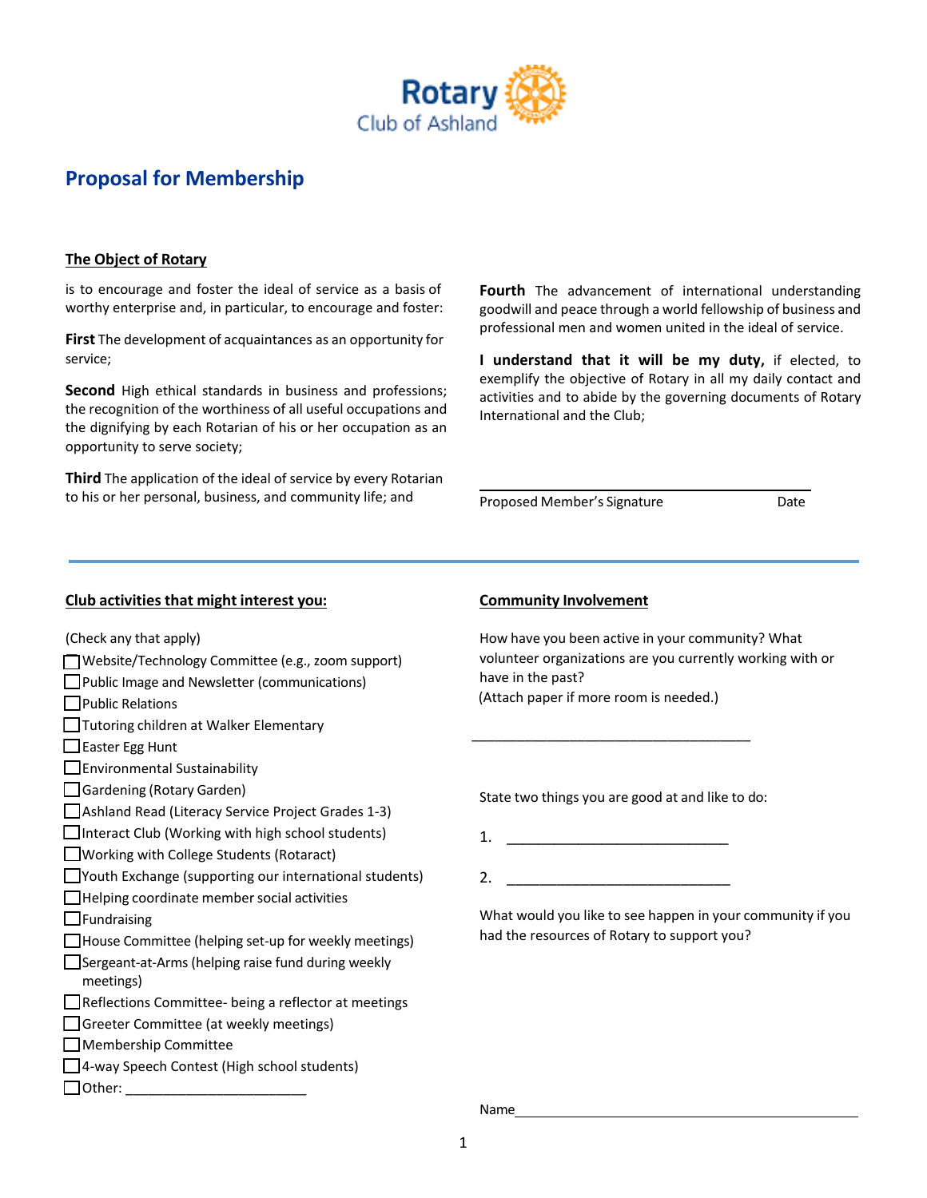Rotary
Club of Ashland

# Proposal for Membership

**The Object of Rotary**

is to encourage and foster the ideal of service as a basis of worthy enterprise and, in particular, to encourage and foster:

**First** The development of acquaintances as an opportunity for service;

**Second** High ethical standards in business and professions; the recognition of the worthiness of all useful occupations and the dignifying by each Rotarian of his or her occupation as an opportunity to serve society;

**Third** The application of the ideal of service by every Rotarian to his or her personal, business, and community life; and

**Fourth** The advancement of international understanding goodwill and peace through a world fellowship of business and professional men and women united in the ideal of service.

**I understand that it will be my duty,** if elected, to exemplify the objective of Rotary in all my daily contact and activities and to abide by the governing documents of Rotary International and the Club;

______________________________________________

Proposed Member's Signature  Date

---

**Club activities that might interest you:**

(Check any that apply)

- ☐ Website/Technology Committee (e.g., zoom support)
- ☐ Public Image and Newsletter (communications)
- ☐ Public Relations
- ☐ Tutoring children at Walker Elementary
- ☐ Easter Egg Hunt
- ☐ Environmental Sustainability
- ☐ Gardening (Rotary Garden)
- ☐ Ashland Read (Literacy Service Project Grades 1-3)
- ☐ Interact Club (Working with high school students)
- ☐ Working with College Students (Rotaract)
- ☐ Youth Exchange (supporting our international students)
- ☐ Helping coordinate member social activities
- ☐ Fundraising
- ☐ House Committee (helping set-up for weekly meetings)
- ☐ Sergeant-at-Arms (helping raise fund during weekly meetings)
- ☐ Reflections Committee- being a reflector at meetings
- ☐ Greeter Committee (at weekly meetings)
- ☐ Membership Committee
- ☐ 4-way Speech Contest (High school students)
- ☐ Other: ________________________

**Community Involvement**

How have you been active in your community? What volunteer organizations are you currently working with or have in the past?
(Attach paper if more room is needed.)

_____________________________________

State two things you are good at and like to do:

1. _____________________________

2. _____________________________

What would you like to see happen in your community if you had the resources of Rotary to support you?

Name_____________________________________________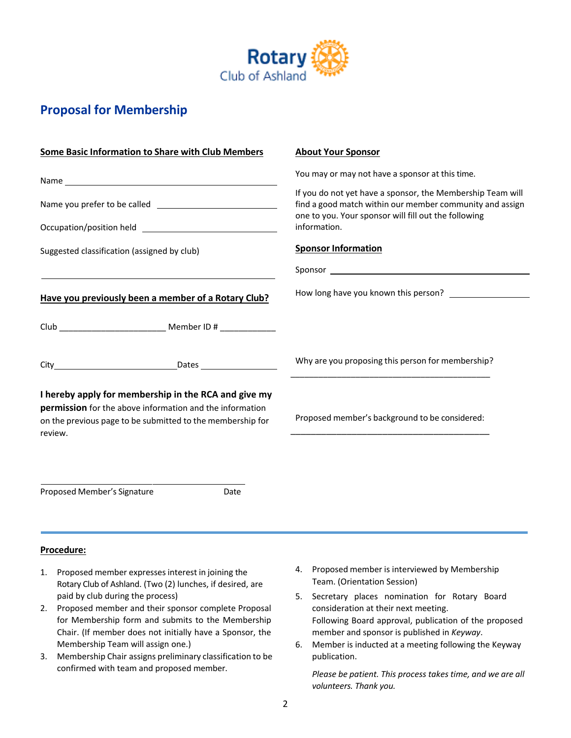Rotary Club of Ashland

# Proposal for Membership

## Some Basic Information to Share with Club Members

Name ______________________________

Name you prefer to be called ______________________________

Occupation/position held ______________________________

Suggested classification (assigned by club)

______________________________

## Have you previously been a member of a Rotary Club?

Club _______________________ Member ID # ____________

City___________________________Dates _________________

**I hereby apply for membership in the RCA and give my permission** for the above information and the information on the previous page to be submitted to the membership for review.

______________________________ ______________________

Proposed Member's Signature Date

## About Your Sponsor

You may or may not have a sponsor at this time.

If you do not yet have a sponsor, the Membership Team will find a good match within our member community and assign one to you. Your sponsor will fill out the following information.

## Sponsor Information

Sponsor ______________________________

How long have you known this person? ________________

Why are you proposing this person for membership?

_____________________________________________

Proposed member's background to be considered:

_____________________________________________

## Procedure:

1. Proposed member expresses interest in joining the Rotary Club of Ashland. (Two (2) lunches, if desired, are paid by club during the process)
2. Proposed member and their sponsor complete Proposal for Membership form and submits to the Membership Chair. (If member does not initially have a Sponsor, the Membership Team will assign one.)
3. Membership Chair assigns preliminary classification to be confirmed with team and proposed member.
4. Proposed member is interviewed by Membership Team. (Orientation Session)
5. Secretary places nomination for Rotary Board consideration at their next meeting.
   Following Board approval, publication of the proposed member and sponsor is published in *Keyway*.
6. Member is inducted at a meeting following the Keyway publication.

*Please be patient. This process takes time, and we are all volunteers. Thank you.*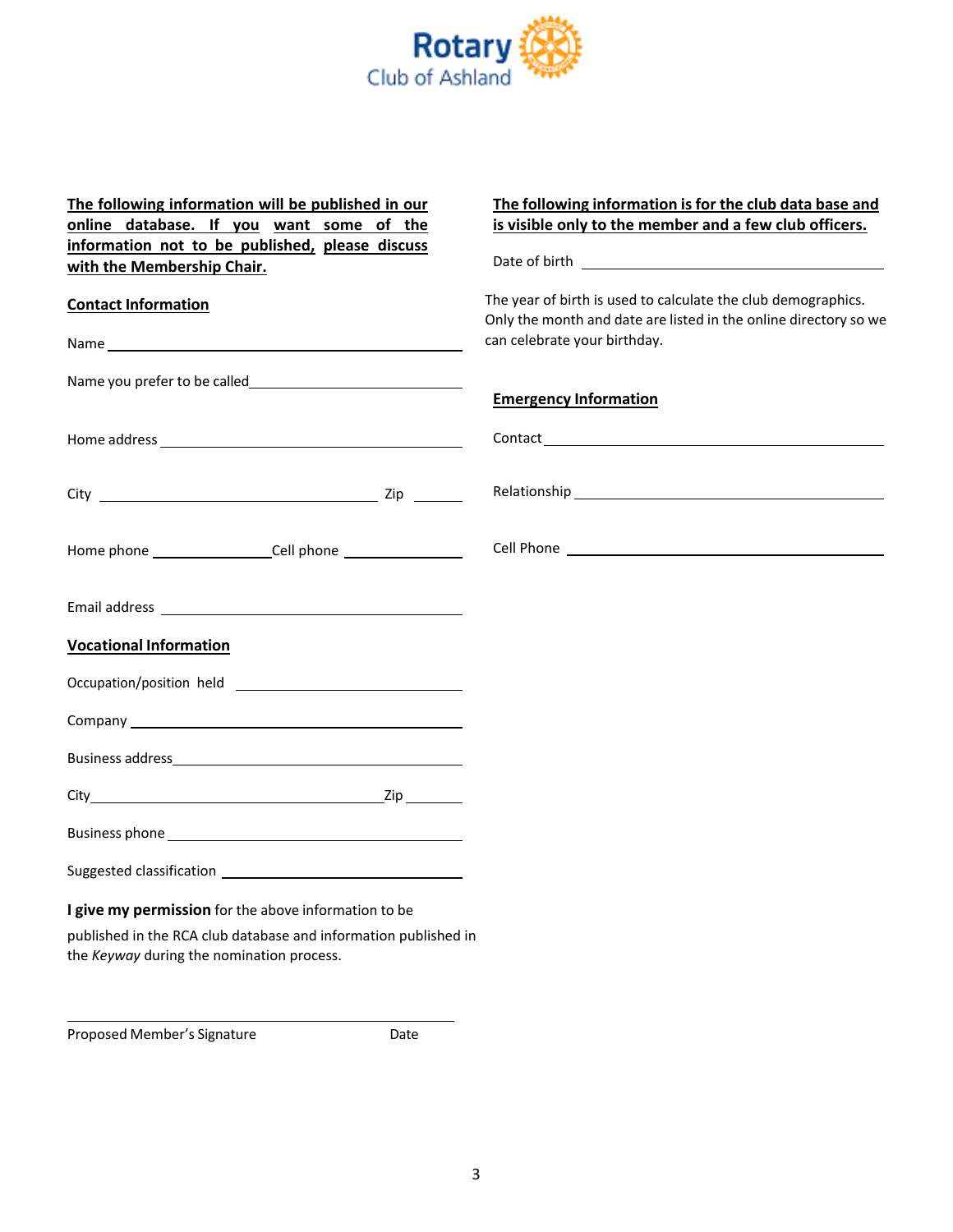Rotary Club of Ashland

**The following information will be published in our online database. If you want some of the information not to be published, please discuss with the Membership Chair.**

**Contact Information**

Name \_\_\_\_\_\_\_\_\_\_\_\_\_\_\_\_\_\_\_\_\_\_\_\_\_\_\_\_\_\_\_\_\_\_\_\_\_\_\_\_

Name you prefer to be called \_\_\_\_\_\_\_\_\_\_\_\_\_\_\_\_\_\_\_\_\_\_\_\_

Home address \_\_\_\_\_\_\_\_\_\_\_\_\_\_\_\_\_\_\_\_\_\_\_\_\_\_\_\_\_\_\_\_\_\_\_\_

City \_\_\_\_\_\_\_\_\_\_\_\_\_\_\_\_\_\_\_\_\_\_\_\_\_\_\_\_ Zip \_\_\_\_\_\_

Home phone \_\_\_\_\_\_\_\_\_\_\_\_\_\_ Cell phone \_\_\_\_\_\_\_\_\_\_\_\_\_\_

Email address \_\_\_\_\_\_\_\_\_\_\_\_\_\_\_\_\_\_\_\_\_\_\_\_\_\_\_\_\_\_\_\_\_\_\_

**Vocational Information**

Occupation/position held \_\_\_\_\_\_\_\_\_\_\_\_\_\_\_\_\_\_\_\_\_\_\_\_\_\_

Company \_\_\_\_\_\_\_\_\_\_\_\_\_\_\_\_\_\_\_\_\_\_\_\_\_\_\_\_\_\_\_\_\_\_\_\_\_\_\_

Business address \_\_\_\_\_\_\_\_\_\_\_\_\_\_\_\_\_\_\_\_\_\_\_\_\_\_\_\_\_\_\_\_

City \_\_\_\_\_\_\_\_\_\_\_\_\_\_\_\_\_\_\_\_\_\_\_\_\_\_\_\_ Zip \_\_\_\_\_\_

Business phone \_\_\_\_\_\_\_\_\_\_\_\_\_\_\_\_\_\_\_\_\_\_\_\_\_\_\_\_\_\_\_\_\_\_

Suggested classification \_\_\_\_\_\_\_\_\_\_\_\_\_\_\_\_\_\_\_\_\_\_\_\_\_\_\_

**I give my permission** for the above information to be published in the RCA club database and information published in the *Keyway* during the nomination process.

\_\_\_\_\_\_\_\_\_\_\_\_\_\_\_\_\_\_\_\_\_\_\_\_\_\_\_\_\_\_\_\_\_\_\_\_\_\_\_\_\_\_\_\_\_\_

Proposed Member's Signature Date

**The following information is for the club data base and is visible only to the member and a few club officers.**

Date of birth \_\_\_\_\_\_\_\_\_\_\_\_\_\_\_\_\_\_\_\_\_\_\_\_\_\_\_\_\_\_\_\_\_\_\_\_

The year of birth is used to calculate the club demographics. Only the month and date are listed in the online directory so we can celebrate your birthday.

**Emergency Information**

Contact \_\_\_\_\_\_\_\_\_\_\_\_\_\_\_\_\_\_\_\_\_\_\_\_\_\_\_\_\_\_\_\_\_\_\_\_\_\_\_\_\_

Relationship \_\_\_\_\_\_\_\_\_\_\_\_\_\_\_\_\_\_\_\_\_\_\_\_\_\_\_\_\_\_\_\_\_\_\_\_\_

Cell Phone \_\_\_\_\_\_\_\_\_\_\_\_\_\_\_\_\_\_\_\_\_\_\_\_\_\_\_\_\_\_\_\_\_\_\_\_\_\_